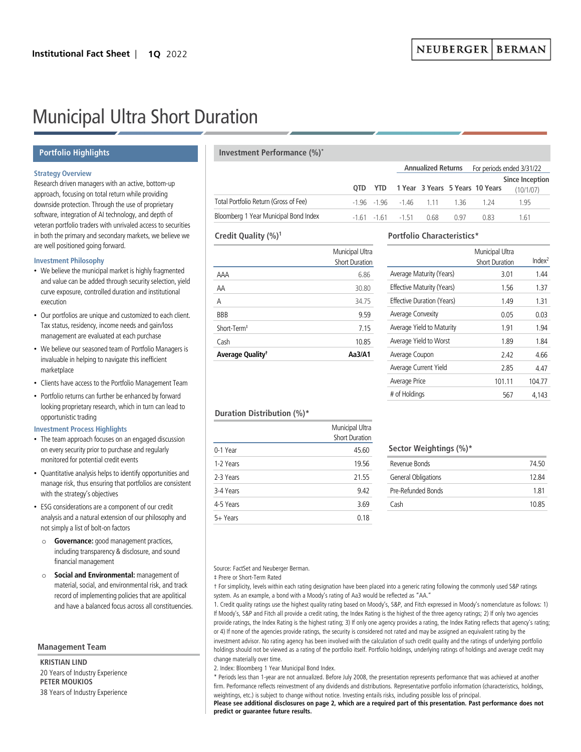Institutional Fact Sheet | **1Q** 2022

# Municipal Ultra Short Duration

## Portfolio Highlights

### Strategy Overview

Research driven managers with an active, bottom-up approach, focusing on total return while providing downside protection. Through the use of proprietary software, integration of AI technology, and depth of veteran portfolio traders with unrivaled access to securities in both the primary and secondary markets, we believe we are well positioned going forward.

### Investment Philosophy

- We believe the municipal market is highly fragmented and value can be added through security selection, yield curve exposure, controlled duration and institutional execution
- Our portfolios are unique and customized to each client. Tax status, residency, income needs and gain/loss management are evaluated at each purchase
- We believe our seasoned team of Portfolio Managers is invaluable in helping to navigate this inefficient marketplace
- Clients have access to the Portfolio Management Team
- Portfolio returns can further be enhanced by forward looking proprietary research, which in turn can lead to opportunistic trading

### Investment Process Highlights

- The team approach focuses on an engaged discussion on every security prior to purchase and regularly monitored for potential credit events
- Quantitative analysis helps to identify opportunities and manage risk, thus ensuring that portfolios are consistent with the strategy's objectives
- ESG considerations are a component of our credit analysis and a natural extension of our philosophy and not simply a list of bolt-on factors
  - **Governance:** good management practices, including transparency & disclosure, and sound financial management
  - **Social and Environmental:** management of material, social, and environmental risk, and track record of implementing policies that are apolitical and have a balanced focus across all constituencies.

## Management Team

**KRISTIAN LIND**
20 Years of Industry Experience

**PETER MOUKIOS**
38 Years of Industry Experience

## Investment Performance (%)*

| | | | Annualized Returns | | | For periods ended 3/31/22 | |
|---|---|---|---|---|---|---|---|
| | QTD | YTD | 1 Year | 3 Years | 5 Years | 10 Years | Since Inception (10/1/07) |
| Total Portfolio Return (Gross of Fee) | -1.96 | -1.96 | -1.46 | 1.11 | 1.36 | 1.24 | 1.95 |
| Bloomberg 1 Year Municipal Bond Index | -1.61 | -1.61 | -1.51 | 0.68 | 0.97 | 0.83 | 1.61 |

## Credit Quality (%)[1]

| | Municipal Ultra Short Duration |
|---|---|
| AAA | 6.86 |
| AA | 30.80 |
| A | 34.75 |
| BBB | 9.59 |
| Short-Term‡ | 7.15 |
| Cash | 10.85 |
| **Average Quality†** | **Aa3/A1** |

## Portfolio Characteristics*

| | Municipal Ultra Short Duration | Index[2] |
|---|---|---|
| Average Maturity (Years) | 3.01 | 1.44 |
| Effective Maturity (Years) | 1.56 | 1.37 |
| Effective Duration (Years) | 1.49 | 1.31 |
| Average Convexity | 0.05 | 0.03 |
| Average Yield to Maturity | 1.91 | 1.94 |
| Average Yield to Worst | 1.89 | 1.84 |
| Average Coupon | 2.42 | 4.66 |
| Average Current Yield | 2.85 | 4.47 |
| Average Price | 101.11 | 104.77 |
| # of Holdings | 567 | 4,143 |

## Duration Distribution (%)*

| | Municipal Ultra Short Duration |
|---|---|
| 0-1 Year | 45.60 |
| 1-2 Years | 19.56 |
| 2-3 Years | 21.55 |
| 3-4 Years | 9.42 |
| 4-5 Years | 3.69 |
| 5+ Years | 0.18 |

## Sector Weightings (%)*

| | |
|---|---|
| Revenue Bonds | 74.50 |
| General Obligations | 12.84 |
| Pre-Refunded Bonds | 1.81 |
| Cash | 10.85 |

Source: FactSet and Neuberger Berman.

‡ Prere or Short-Term Rated

† For simplicity, levels within each rating designation have been placed into a generic rating following the commonly used S&P ratings system. As an example, a bond with a Moody's rating of Aa3 would be reflected as "AA."

1. Credit quality ratings use the highest quality rating based on Moody's, S&P, and Fitch expressed in Moody's nomenclature as follows: 1) If Moody's, S&P and Fitch all provide a credit rating, the Index Rating is the highest of the three agency ratings; 2) If only two agencies provide ratings, the Index Rating is the highest rating; 3) If only one agency provides a rating, the Index Rating reflects that agency's rating; or 4) If none of the agencies provide ratings, the security is considered not rated and may be assigned an equivalent rating by the investment advisor. No rating agency has been involved with the calculation of such credit quality and the ratings of underlying portfolio holdings should not be viewed as a rating of the portfolio itself. Portfolio holdings, underlying ratings of holdings and average credit may change materially over time.

2. Index: Bloomberg 1 Year Municipal Bond Index.

\* Periods less than 1-year are not annualized. Before July 2008, the presentation represents performance that was achieved at another firm. Performance reflects reinvestment of any dividends and distributions. Representative portfolio information (characteristics, holdings, weightings, etc.) is subject to change without notice. Investing entails risks, including possible loss of principal.

**Please see additional disclosures on page 2, which are a required part of this presentation. Past performance does not predict or guarantee future results.**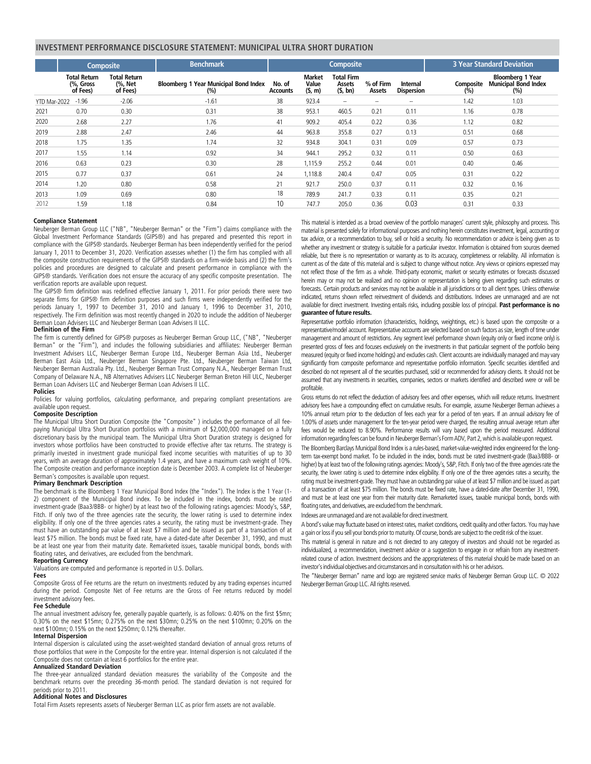## INVESTMENT PERFORMANCE DISCLOSURE STATEMENT: MUNICIPAL ULTRA SHORT DURATION

| | Composite | | Benchmark | Composite | | | | | 3 Year Standard Deviation | |
|---|---|---|---|---|---|---|---|---|---|---|
| | Total Return (%, Gross of Fees) | Total Return (%, Net of Fees) | Bloomberg 1 Year Municipal Bond Index (%) | No. of Accounts | Market Value ($, m) | Total Firm Assets ($, bn) | % of Firm Assets | Internal Dispersion | Composite (%) | Bloomberg 1 Year Municipal Bond Index (%) |
| YTD Mar-2022 | -1.96 | -2.06 | -1.61 | 38 | 923.4 | -- | -- | -- | 1.42 | 1.03 |
| 2021 | 0.70 | 0.30 | 0.31 | 38 | 953.1 | 460.5 | 0.21 | 0.11 | 1.16 | 0.78 |
| 2020 | 2.68 | 2.27 | 1.76 | 41 | 909.2 | 405.4 | 0.22 | 0.36 | 1.12 | 0.82 |
| 2019 | 2.88 | 2.47 | 2.46 | 44 | 963.8 | 355.8 | 0.27 | 0.13 | 0.51 | 0.68 |
| 2018 | 1.75 | 1.35 | 1.74 | 32 | 934.8 | 304.1 | 0.31 | 0.09 | 0.57 | 0.73 |
| 2017 | 1.55 | 1.14 | 0.92 | 34 | 944.1 | 295.2 | 0.32 | 0.11 | 0.50 | 0.63 |
| 2016 | 0.63 | 0.23 | 0.30 | 28 | 1,115.9 | 255.2 | 0.44 | 0.01 | 0.40 | 0.46 |
| 2015 | 0.77 | 0.37 | 0.61 | 24 | 1,118.8 | 240.4 | 0.47 | 0.05 | 0.31 | 0.22 |
| 2014 | 1.20 | 0.80 | 0.58 | 21 | 921.7 | 250.0 | 0.37 | 0.11 | 0.32 | 0.16 |
| 2013 | 1.09 | 0.69 | 0.80 | 18 | 789.9 | 241.7 | 0.33 | 0.11 | 0.35 | 0.21 |
| 2012 | 1.59 | 1.18 | 0.84 | 10 | 747.7 | 205.0 | 0.36 | 0.03 | 0.31 | 0.33 |

**Compliance Statement**

Neuberger Berman Group LLC ("NB", "Neuberger Berman" or the "Firm") claims compliance with the Global Investment Performance Standards (GIPS®) and has prepared and presented this report in compliance with the GIPS® standards. Neuberger Berman has been independently verified for the period January 1, 2011 to December 31, 2020. Verification assesses whether (1) the firm has complied with all the composite construction requirements of the GIPS® standards on a firm-wide basis and (2) the firm's policies and procedures are designed to calculate and present performance in compliance with the GIPS® standards. Verification does not ensure the accuracy of any specific composite presentation. The verification reports are available upon request.

The GIPS® firm definition was redefined effective January 1, 2011. For prior periods there were two separate firms for GIPS® firm definition purposes and such firms were independently verified for the periods January 1, 1997 to December 31, 2010 and January 1, 1996 to December 31, 2010, respectively. The Firm definition was most recently changed in 2020 to include the addition of Neuberger Berman Loan Advisers LLC and Neuberger Berman Loan Advisers II LLC.

**Definition of the Firm**

The firm is currently defined for GIPS® purposes as Neuberger Berman Group LLC, ("NB", "Neuberger Berman" or the "Firm"), and includes the following subsidiaries and affiliates: Neuberger Berman Investment Advisers LLC, Neuberger Berman Europe Ltd., Neuberger Berman Asia Ltd., Neuberger Berman East Asia Ltd., Neuberger Berman Singapore Pte. Ltd., Neuberger Berman Taiwan Ltd, Neuberger Berman Australia Pty. Ltd., Neuberger Berman Trust Company N.A., Neuberger Berman Trust Company of Delaware N.A., NB Alternatives Advisers LLC Neuberger Berman Breton Hill ULC, Neuberger Berman Loan Advisers LLC and Neuberger Berman Loan Advisers II LLC.

**Policies**

Policies for valuing portfolios, calculating performance, and preparing compliant presentations are available upon request.

**Composite Description**

The Municipal Ultra Short Duration Composite (the "Composite" ) includes the performance of all fee-paying Municipal Ultra Short Duration portfolios with a minimum of $2,000,000 managed on a fully discretionary basis by the municipal team. The Municipal Ultra Short Duration strategy is designed for investors whose portfolios have been constructed to provide effective after tax returns. The strategy is primarily invested in investment grade municipal fixed income securities with maturities of up to 30 years, with an average duration of approximately 1.4 years, and have a maximum cash weight of 10%. The Composite creation and performance inception date is December 2003. A complete list of Neuberger Berman's composites is available upon request.

**Primary Benchmark Description**

The benchmark is the Bloomberg 1 Year Municipal Bond Index (the "Index"). The Index is the 1 Year (1-2) component of the Municipal Bond index. To be included in the index, bonds must be rated investment-grade (Baa3/BBB- or higher) by at least two of the following ratings agencies: Moody's, S&P, Fitch. If only two of the three agencies rate the security, the lower rating is used to determine index eligibility. If only one of the three agencies rates a security, the rating must be investment-grade. They must have an outstanding par value of at least $7 million and be issued as part of a transaction of at least $75 million. The bonds must be fixed rate, have a dated-date after December 31, 1990, and must be at least one year from their maturity date. Remarketed issues, taxable municipal bonds, bonds with floating rates, and derivatives, are excluded from the benchmark.

**Reporting Currency**

Valuations are computed and performance is reported in U.S. Dollars.

**Fees**

Composite Gross of Fee returns are the return on investments reduced by any trading expenses incurred during the period. Composite Net of Fee returns are the Gross of Fee returns reduced by model investment advisory fees.

**Fee Schedule**

The annual investment advisory fee, generally payable quarterly, is as follows: 0.40% on the first $5mn; 0.30% on the next $15mn; 0.275% on the next $30mn; 0.25% on the next $100mn; 0.20% on the next $100mn; 0.15% on the next $250mn; 0.12% thereafter.

**Internal Dispersion**

Internal dispersion is calculated using the asset-weighted standard deviation of annual gross returns of those portfolios that were in the Composite for the entire year. Internal dispersion is not calculated if the Composite does not contain at least 6 portfolios for the entire year.

**Annualized Standard Deviation**

The three-year annualized standard deviation measures the variability of the Composite and the benchmark returns over the preceding 36-month period. The standard deviation is not required for periods prior to 2011.

**Additional Notes and Disclosures**

Total Firm Assets represents assets of Neuberger Berman LLC as prior firm assets are not available.

This material is intended as a broad overview of the portfolio managers' current style, philosophy and process. This material is presented solely for informational purposes and nothing herein constitutes investment, legal, accounting or tax advice, or a recommendation to buy, sell or hold a security. No recommendation or advice is being given as to whether any investment or strategy is suitable for a particular investor. Information is obtained from sources deemed reliable, but there is no representation or warranty as to its accuracy, completeness or reliability. All information is current as of the date of this material and is subject to change without notice. Any views or opinions expressed may not reflect those of the firm as a whole. Third-party economic, market or security estimates or forecasts discussed herein may or may not be realized and no opinion or representation is being given regarding such estimates or forecasts. Certain products and services may not be available in all jurisdictions or to all client types. Unless otherwise indicated, returns shown reflect reinvestment of dividends and distributions. Indexes are unmanaged and are not available for direct investment. Investing entails risks, including possible loss of principal. **Past performance is no guarantee of future results.**

Representative portfolio information (characteristics, holdings, weightings, etc.) is based upon the composite or a representative/model account. Representative accounts are selected based on such factors as size, length of time under management and amount of restrictions. Any segment level performance shown (equity only or fixed income only) is presented gross of fees and focuses exclusively on the investments in that particular segment of the portfolio being measured (equity or fixed income holdings) and excludes cash. Client accounts are individually managed and may vary significantly from composite performance and representative portfolio information. Specific securities identified and described do not represent all of the securities purchased, sold or recommended for advisory clients. It should not be assumed that any investments in securities, companies, sectors or markets identified and described were or will be profitable.

Gross returns do not reflect the deduction of advisory fees and other expenses, which will reduce returns. Investment advisory fees have a compounding effect on cumulative results. For example, assume Neuberger Berman achieves a 10% annual return prior to the deduction of fees each year for a period of ten years. If an annual advisory fee of 1.00% of assets under management for the ten-year period were charged, the resulting annual average return after fees would be reduced to 8.90%. Performance results will vary based upon the period measured. Additional information regarding fees can be found in Neuberger Berman's Form ADV, Part 2, which is available upon request.

The Bloomberg Barclays Municipal Bond Index is a rules-based, market-value-weighted index engineered for the long-term tax-exempt bond market. To be included in the index, bonds must be rated investment-grade (Baa3/BBB- or higher) by at least two of the following ratings agencies: Moody's, S&P, Fitch. If only two of the three agencies rate the security, the lower rating is used to determine index eligibility. If only one of the three agencies rates a security, the rating must be investment-grade. They must have an outstanding par value of at least $7 million and be issued as part of a transaction of at least $75 million. The bonds must be fixed rate, have a dated-date after December 31, 1990, and must be at least one year from their maturity date. Remarketed issues, taxable municipal bonds, bonds with floating rates, and derivatives, are excluded from the benchmark.

Indexes are unmanaged and are not available for direct investment.

A bond's value may fluctuate based on interest rates, market conditions, credit quality and other factors. You may have a gain or loss if you sell your bonds prior to maturity. Of course, bonds are subject to the credit risk of the issuer.

This material is general in nature and is not directed to any category of investors and should not be regarded as individualized, a recommendation, investment advice or a suggestion to engage in or refrain from any investment-related course of action. Investment decisions and the appropriateness of this material should be made based on an investor's individual objectives and circumstances and in consultation with his or her advisors.

The "Neuberger Berman" name and logo are registered service marks of Neuberger Berman Group LLC. © 2022 Neuberger Berman Group LLC. All rights reserved.